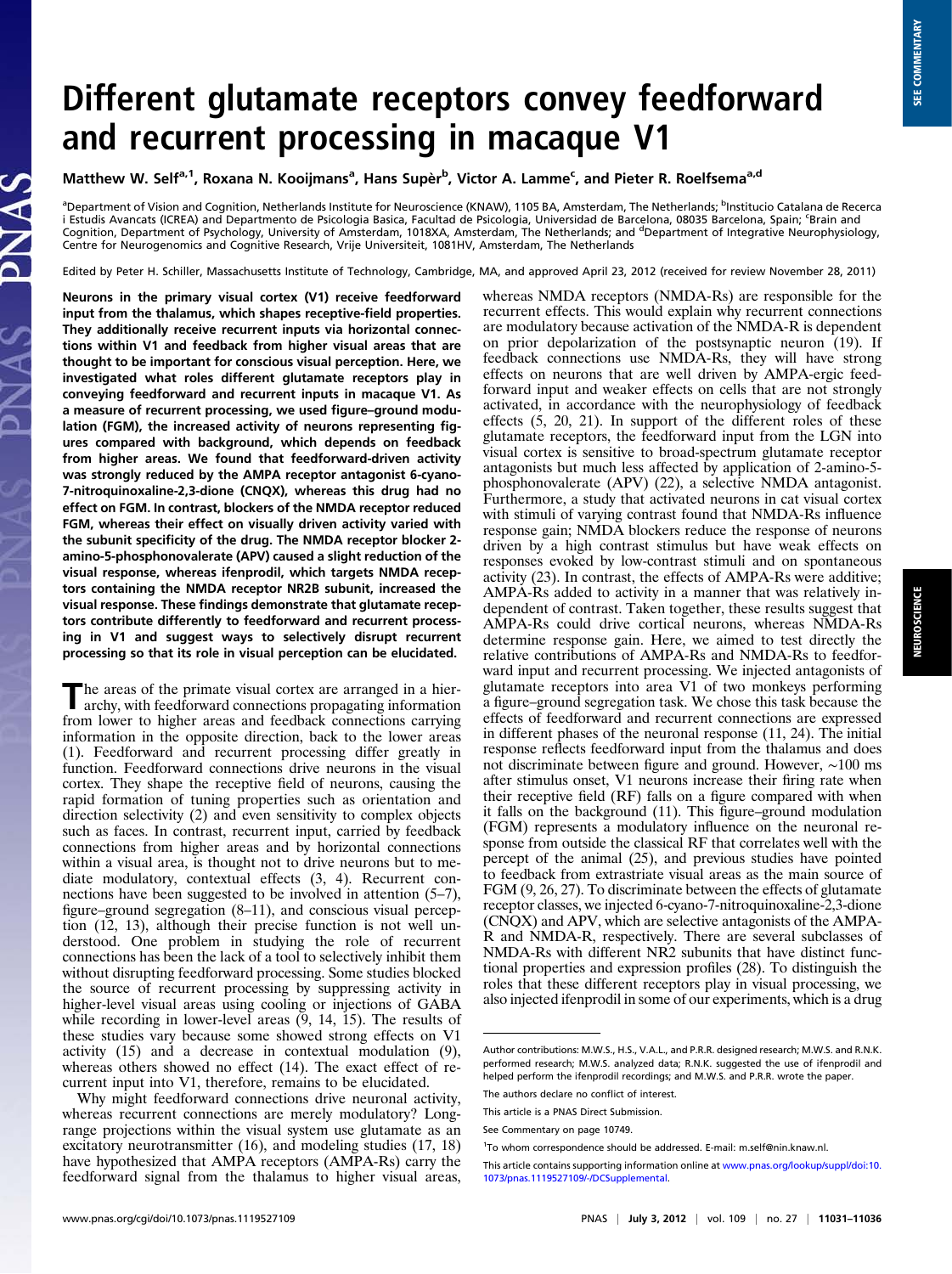# Different glutamate receptors convey feedforward and recurrent processing in macaque V1

Matthew W. Self[a,1], Roxana N. Kooijmans[a], Hans Supèr[b], Victor A. Lamme[c], and Pieter R. Roelfsema[a,d]

[a]Department of Vision and Cognition, Netherlands Institute for Neuroscience (KNAW), 1105 BA, Amsterdam, The Netherlands; [b]Institucio Catalana de Recerca i Estudis Avancats (ICREA) and Departmento de Psicologia Basica, Facultad de Psicologia, Universidad de Barcelona, 08035 Barcelona, Spain; [c]Brain and Cognition, Department of Psychology, University of Amsterdam, 1018XA, Amsterdam, The Netherlands; and [d]Department of Integrative Neurophysiology, Centre for Neurogenomics and Cognitive Research, Vrije Universiteit, 1081HV, Amsterdam, The Netherlands

Edited by Peter H. Schiller, Massachusetts Institute of Technology, Cambridge, MA, and approved April 23, 2012 (received for review November 28, 2011)

**Neurons in the primary visual cortex (V1) receive feedforward input from the thalamus, which shapes receptive-field properties. They additionally receive recurrent inputs via horizontal connections within V1 and feedback from higher visual areas that are thought to be important for conscious visual perception. Here, we investigated what roles different glutamate receptors play in conveying feedforward and recurrent inputs in macaque V1. As a measure of recurrent processing, we used figure–ground modulation (FGM), the increased activity of neurons representing figures compared with background, which depends on feedback from higher areas. We found that feedforward-driven activity was strongly reduced by the AMPA receptor antagonist 6-cyano-7-nitroquinoxaline-2,3-dione (CNQX), whereas this drug had no effect on FGM. In contrast, blockers of the NMDA receptor reduced FGM, whereas their effect on visually driven activity varied with the subunit specificity of the drug. The NMDA receptor blocker 2-amino-5-phosphonovalerate (APV) caused a slight reduction of the visual response, whereas ifenprodil, which targets NMDA receptors containing the NMDA receptor NR2B subunit, increased the visual response. These findings demonstrate that glutamate receptors contribute differently to feedforward and recurrent processing in V1 and suggest ways to selectively disrupt recurrent processing so that its role in visual perception can be elucidated.**

The areas of the primate visual cortex are arranged in a hierarchy, with feedforward connections propagating information from lower to higher areas and feedback connections carrying information in the opposite direction, back to the lower areas (1). Feedforward and recurrent processing differ greatly in function. Feedforward connections drive neurons in the visual cortex. They shape the receptive field of neurons, causing the rapid formation of tuning properties such as orientation and direction selectivity (2) and even sensitivity to complex objects such as faces. In contrast, recurrent input, carried by feedback connections from higher areas and by horizontal connections within a visual area, is thought not to drive neurons but to mediate modulatory, contextual effects (3, 4). Recurrent connections have been suggested to be involved in attention (5–7), figure–ground segregation (8–11), and conscious visual perception (12, 13), although their precise function is not well understood. One problem in studying the role of recurrent connections has been the lack of a tool to selectively inhibit them without disrupting feedforward processing. Some studies blocked the source of recurrent processing by suppressing activity in higher-level visual areas using cooling or injections of GABA while recording in lower-level areas (9, 14, 15). The results of these studies vary because some showed strong effects on V1 activity (15) and a decrease in contextual modulation (9), whereas others showed no effect (14). The exact effect of recurrent input into V1, therefore, remains to be elucidated.

Why might feedforward connections drive neuronal activity, whereas recurrent connections are merely modulatory? Long-range projections within the visual system use glutamate as an excitatory neurotransmitter (16), and modeling studies (17, 18) have hypothesized that AMPA receptors (AMPA-Rs) carry the feedforward signal from the thalamus to higher visual areas, whereas NMDA receptors (NMDA-Rs) are responsible for the recurrent effects. This would explain why recurrent connections are modulatory because activation of the NMDA-R is dependent on prior depolarization of the postsynaptic neuron (19). If feedback connections use NMDA-Rs, they will have strong effects on neurons that are well driven by AMPA-ergic feedforward input and weaker effects on cells that are not strongly activated, in accordance with the neurophysiology of feedback effects (5, 20, 21). In support of the different roles of these glutamate receptors, the feedforward input from the LGN into visual cortex is sensitive to broad-spectrum glutamate receptor antagonists but much less affected by application of 2-amino-5-phosphonovalerate (APV) (22), a selective NMDA antagonist. Furthermore, a study that activated neurons in cat visual cortex with stimuli of varying contrast found that NMDA-Rs influence response gain; NMDA blockers reduce the response of neurons driven by a high contrast stimulus but have weak effects on responses evoked by low-contrast stimuli and on spontaneous activity (23). In contrast, the effects of AMPA-Rs were additive; AMPA-Rs added to activity in a manner that was relatively independent of contrast. Taken together, these results suggest that AMPA-Rs could drive cortical neurons, whereas NMDA-Rs determine response gain. Here, we aimed to test directly the relative contributions of AMPA-Rs and NMDA-Rs to feedforward input and recurrent processing. We injected antagonists of glutamate receptors into area V1 of two monkeys performing a figure–ground segregation task. We chose this task because the effects of feedforward and recurrent connections are expressed in different phases of the neuronal response (11, 24). The initial response reflects feedforward input from the thalamus and does not discriminate between figure and ground. However, ∼100 ms after stimulus onset, V1 neurons increase their firing rate when their receptive field (RF) falls on a figure compared with when it falls on the background (11). This figure–ground modulation (FGM) represents a modulatory influence on the neuronal response from outside the classical RF that correlates well with the percept of the animal (25), and previous studies have pointed to feedback from extrastriate visual areas as the main source of FGM (9, 26, 27). To discriminate between the effects of glutamate receptor classes, we injected 6-cyano-7-nitroquinoxaline-2,3-dione (CNQX) and APV, which are selective antagonists of the AMPA-R and NMDA-R, respectively. There are several subclasses of NMDA-Rs with different NR2 subunits that have distinct functional properties and expression profiles (28). To distinguish the roles that these different receptors play in visual processing, we also injected ifenprodil in some of our experiments, which is a drug

---

Author contributions: M.W.S., H.S., V.A.L., and P.R.R. designed research; M.W.S. and R.N.K. performed research; M.W.S. analyzed data; R.N.K. suggested the use of ifenprodil and helped perform the ifenprodil recordings; and M.W.S. and P.R.R. wrote the paper.

The authors declare no conflict of interest.

This article is a PNAS Direct Submission.

See Commentary on page 10749.

[1]To whom correspondence should be addressed. E-mail: m.self@nin.knaw.nl.

This article contains supporting information online at www.pnas.org/lookup/suppl/doi:10.1073/pnas.1119527109/-/DCSupplemental.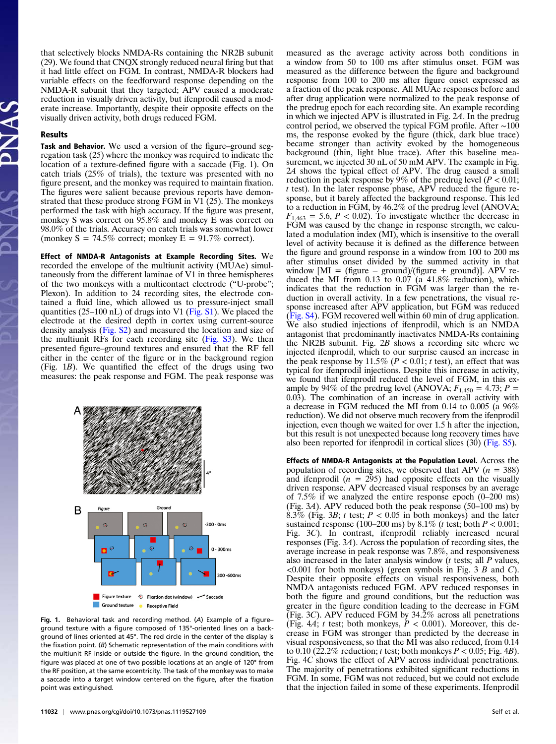that selectively blocks NMDA-Rs containing the NR2B subunit (29). We found that CNQX strongly reduced neural firing but that it had little effect on FGM. In contrast, NMDA-R blockers had variable effects on the feedforward response depending on the NMDA-R subunit that they targeted; APV caused a moderate reduction in visually driven activity, but ifenprodil caused a moderate increase. Importantly, despite their opposite effects on the visually driven activity, both drugs reduced FGM.

## Results

**Task and Behavior.** We used a version of the figure–ground segregation task (25) where the monkey was required to indicate the location of a texture-defined figure with a saccade (Fig. 1). On catch trials (25% of trials), the texture was presented with no figure present, and the monkey was required to maintain fixation. The figures were salient because previous reports have demonstrated that these produce strong FGM in V1 (25). The monkeys performed the task with high accuracy. If the figure was present, monkey S was correct on 95.8% and monkey E was correct on 98.0% of the trials. Accuracy on catch trials was somewhat lower (monkey S = 74.5% correct; monkey E = 91.7% correct).

**Effect of NMDA-R Antagonists at Example Recording Sites.** We recorded the envelope of the multiunit activity (MUAe) simultaneously from the different laminae of V1 in three hemispheres of the two monkeys with a multicontact electrode ("U-probe"; Plexon). In addition to 24 recording sites, the electrode contained a fluid line, which allowed us to pressure-inject small quantities (25–100 nL) of drugs into V1 (Fig. S1). We placed the electrode at the desired depth in cortex using current-source density analysis (Fig. S2) and measured the location and size of the multiunit RFs for each recording site (Fig. S3). We then presented figure–ground textures and ensured that the RF fell either in the center of the figure or in the background region (Fig. 1B). We quantified the effect of the drugs using two measures: the peak response and FGM. The peak response was measured as the average activity across both conditions in a window from 50 to 100 ms after stimulus onset. FGM was measured as the difference between the figure and background response from 100 to 200 ms after figure onset expressed as a fraction of the peak response. All MUAe responses before and after drug application were normalized to the peak response of the predrug epoch for each recording site. An example recording in which we injected APV is illustrated in Fig. 2A. In the predrug control period, we observed the typical FGM profile. After ~100 ms, the response evoked by the figure (thick, dark blue trace) became stronger than activity evoked by the homogeneous background (thin, light blue trace). After this baseline measurement, we injected 30 nL of 50 mM APV. The example in Fig. 2A shows the typical effect of APV. The drug caused a small reduction in peak response by 9% of the predrug level ($P < 0.01$; $t$ test). In the later response phase, APV reduced the figure response, but it barely affected the background response. This led to a reduction in FGM, by 46.2% of the predrug level (ANOVA; $F_{1,463} = 5.6$, $P < 0.02$). To investigate whether the decrease in FGM was caused by the change in response strength, we calculated a modulation index (MI), which is insensitive to the overall level of activity because it is defined as the difference between the figure and ground response in a window from 100 to 200 ms after stimulus onset divided by the summed activity in that window [MI = (figure − ground)/(figure + ground)]. APV reduced the MI from 0.13 to 0.07 (a 41.8% reduction), which indicates that the reduction in FGM was larger than the reduction in overall activity. In a few penetrations, the visual response increased after APV application, but FGM was reduced (Fig. S4). FGM recovered well within 60 min of drug application. We also studied injections of ifenprodil, which is an NMDA antagonist that predominantly inactivates NMDA-Rs containing the NR2B subunit. Fig. 2B shows a recording site where we injected ifenprodil, which to our surprise caused an increase in the peak response by 11.5% ($P < 0.01$; $t$ test), an effect that was typical for ifenprodil injections. Despite this increase in activity, we found that ifenprodil reduced the level of FGM, in this example by 94% of the predrug level (ANOVA; $F_{1,450} = 4.73$; $P = 0.03$). The combination of an increase in overall activity with a decrease in FGM reduced the MI from 0.14 to 0.005 (a 96% reduction). We did not observe much recovery from the ifenprodil injection, even though we waited for over 1.5 h after the injection, but this result is not unexpected because long recovery times have also been reported for ifenprodil in cortical slices (30) (Fig. S5).

**Effects of NMDA-R Antagonists at the Population Level.** Across the population of recording sites, we observed that APV ($n = 388$) and ifenprodil ($n = 295$) had opposite effects on the visually driven response. APV decreased visual responses by an average of 7.5% if we analyzed the entire response epoch (0–200 ms) (Fig. 3A). APV reduced both the peak response (50–100 ms) by 8.3% (Fig. 3B; $t$ test; $P < 0.05$ in both monkeys) and the later sustained response (100–200 ms) by 8.1% ($t$ test; both $P < 0.001$; Fig. 3C). In contrast, ifenprodil reliably increased neural responses (Fig. 3A). Across the population of recording sites, the average increase in peak response was 7.8%, and responsiveness also increased in the later analysis window ($t$ tests; all $P$ values, <0.001 for both monkeys) (green symbols in Fig. 3 B and C). Despite their opposite effects on visual responsiveness, both NMDA antagonists reduced FGM. APV reduced responses in both the figure and ground conditions, but the reduction was greater in the figure condition leading to the decrease in FGM (Fig. 3C). APV reduced FGM by 34.2% across all penetrations (Fig. 4A; $t$ test; both monkeys, $P < 0.001$). Moreover, this decrease in FGM was stronger than predicted by the decrease in visual responsiveness, so that the MI was also reduced, from 0.14 to 0.10 (22.2% reduction; $t$ test; both monkeys $P < 0.05$; Fig. 4B). Fig. 4C shows the effect of APV across individual penetrations. The majority of penetrations exhibited significant reductions in FGM. In some, FGM was not reduced, but we could not exclude that the injection failed in some of these experiments. Ifenprodil

Fig. 1. Behavioral task and recording method. (A) Example of a figure–ground texture with a figure composed of 135°-oriented lines on a background of lines oriented at 45°. The red circle in the center of the display is the fixation point. (B) Schematic representation of the main conditions with the multiunit RF inside or outside the figure. In the ground condition, the figure was placed at one of two possible locations at an angle of 120° from the RF position, at the same eccentricity. The task of the monkey was to make a saccade into a target window centered on the figure, after the fixation point was extinguished.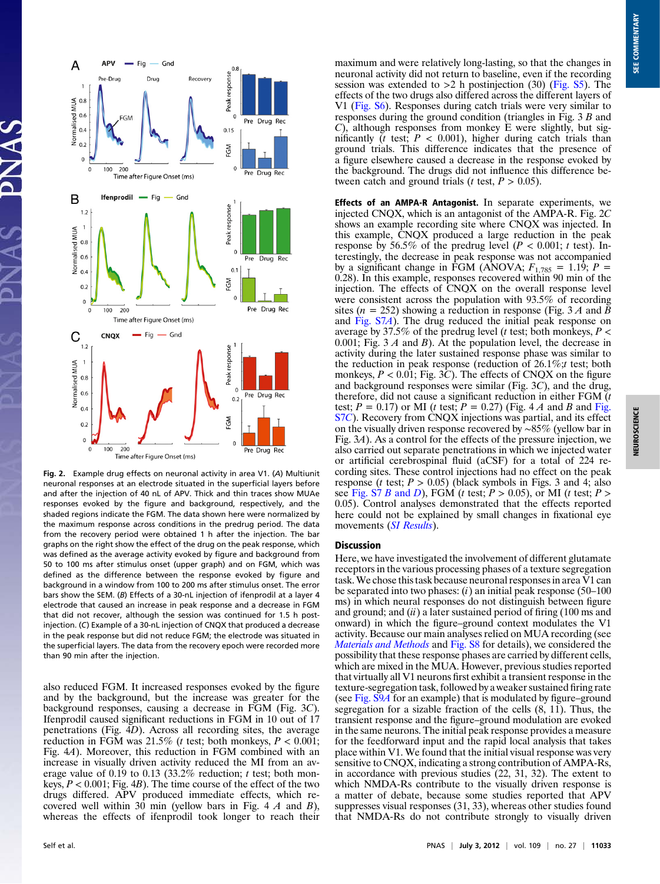Fig. 2. Example drug effects on neuronal activity in area V1. (*A*) Multiunit neuronal responses at an electrode situated in the superficial layers before and after the injection of 40 nL of APV. Thick and thin traces show MUAe responses evoked by the figure and background, respectively, and the shaded regions indicate the FGM. The data shown here were normalized by the maximum response across conditions in the predrug period. The data from the recovery period were obtained 1 h after the injection. The bar graphs on the right show the effect of the drug on the peak response, which was defined as the average activity evoked by figure and background from 50 to 100 ms after stimulus onset (upper graph) and on FGM, which was defined as the difference between the response evoked by figure and background in a window from 100 to 200 ms after stimulus onset. The error bars show the SEM. (*B*) Effects of a 30-nL injection of ifenprodil at a layer 4 electrode that caused an increase in peak response and a decrease in FGM that did not recover, although the session was continued for 1.5 h post-injection. (*C*) Example of a 30-nL injection of CNQX that produced a decrease in the peak response but did not reduce FGM; the electrode was situated in the superficial layers. The data from the recovery epoch were recorded more than 90 min after the injection.

also reduced FGM. It increased responses evoked by the figure and by the background, but the increase was greater for the background responses, causing a decrease in FGM (Fig. 3*C*). Ifenprodil caused significant reductions in FGM in 10 out of 17 penetrations (Fig. 4*D*). Across all recording sites, the average reduction in FGM was 21.5% (*t* test; both monkeys, $P < 0.001$; Fig. 4*A*). Moreover, this reduction in FGM combined with an increase in visually driven activity reduced the MI from an average value of 0.19 to 0.13 (33.2% reduction; *t* test; both monkeys, $P < 0.001$; Fig. 4*B*). The time course of the effect of the two drugs differed. APV produced immediate effects, which recovered well within 30 min (yellow bars in Fig. 4 *A* and *B*), whereas the effects of ifenprodil took longer to reach their maximum and were relatively long-lasting, so that the changes in neuronal activity did not return to baseline, even if the recording session was extended to >2 h postinjection (30) (Fig. S5). The effects of the two drugs also differed across the different layers of V1 (Fig. S6). Responses during catch trials were very similar to responses during the ground condition (triangles in Fig. 3 *B* and *C*), although responses from monkey E were slightly, but significantly (*t* test; $P < 0.001$), higher during catch trials than ground trials. This difference indicates that the presence of a figure elsewhere caused a decrease in the response evoked by the background. The drugs did not influence this difference between catch and ground trials (*t* test, $P > 0.05$).

**Effects of an AMPA-R Antagonist.** In separate experiments, we injected CNQX, which is an antagonist of the AMPA-R. Fig. 2*C* shows an example recording site where CNQX was injected. In this example, CNQX produced a large reduction in the peak response by 56.5% of the predrug level ($P < 0.001$; *t* test). Interestingly, the decrease in peak response was not accompanied by a significant change in FGM (ANOVA; $F_{1,785} = 1.19$; $P = 0.28$). In this example, responses recovered within 90 min of the injection. The effects of CNQX on the overall response level were consistent across the population with 93.5% of recording sites ($n = 252$) showing a reduction in response (Fig. 3 *A* and *B* and Fig. S7*A*). The drug reduced the initial peak response on average by 37.5% of the predrug level (*t* test; both monkeys, $P < 0.001$; Fig. 3 *A* and *B*). At the population level, the decrease in activity during the later sustained response phase was similar to the reduction in peak response (reduction of 26.1%;*t* test; both monkeys, $P < 0.01$; Fig. 3*C*). The effects of CNQX on the figure and background responses were similar (Fig. 3*C*), and the drug, therefore, did not cause a significant reduction in either FGM (*t* test; $P = 0.17$) or MI (*t* test; $P = 0.27$) (Fig. 4 *A* and *B* and Fig. S7*C*). Recovery from CNQX injections was partial, and its effect on the visually driven response recovered by ~85% (yellow bar in Fig. 3*A*). As a control for the effects of the pressure injection, we also carried out separate penetrations in which we injected water or artificial cerebrospinal fluid (aCSF) for a total of 224 recording sites. These control injections had no effect on the peak response (*t* test; $P > 0.05$) (black symbols in Figs. 3 and 4; also see Fig. S7 *B* and *D*), FGM (*t* test; $P > 0.05$), or MI (*t* test; $P > 0.05$). Control analyses demonstrated that the effects reported here could not be explained by small changes in fixational eye movements (*SI Results*).

## Discussion

Here, we have investigated the involvement of different glutamate receptors in the various processing phases of a texture segregation task. We chose this task because neuronal responses in area V1 can be separated into two phases: (*i*) an initial peak response (50–100 ms) in which neural responses do not distinguish between figure and ground; and (*ii*) a later sustained period of firing (100 ms and onward) in which the figure–ground context modulates the V1 activity. Because our main analyses relied on MUA recording (see *Materials and Methods* and Fig. S8 for details), we considered the possibility that these response phases are carried by different cells, which are mixed in the MUA. However, previous studies reported that virtually all V1 neurons first exhibit a transient response in the texture-segregation task, followed by a weaker sustained firing rate (see Fig. S9*A* for an example) that is modulated by figure–ground segregation for a sizable fraction of the cells (8, 11). Thus, the transient response and the figure–ground modulation are evoked in the same neurons. The initial peak response provides a measure for the feedforward input and the rapid local analysis that takes place within V1. We found that the initial visual response was very sensitive to CNQX, indicating a strong contribution of AMPA-Rs, in accordance with previous studies (22, 31, 32). The extent to which NMDA-Rs contribute to the visually driven response is a matter of debate, because some studies reported that APV suppresses visual responses (31, 33), whereas other studies found that NMDA-Rs do not contribute strongly to visually driven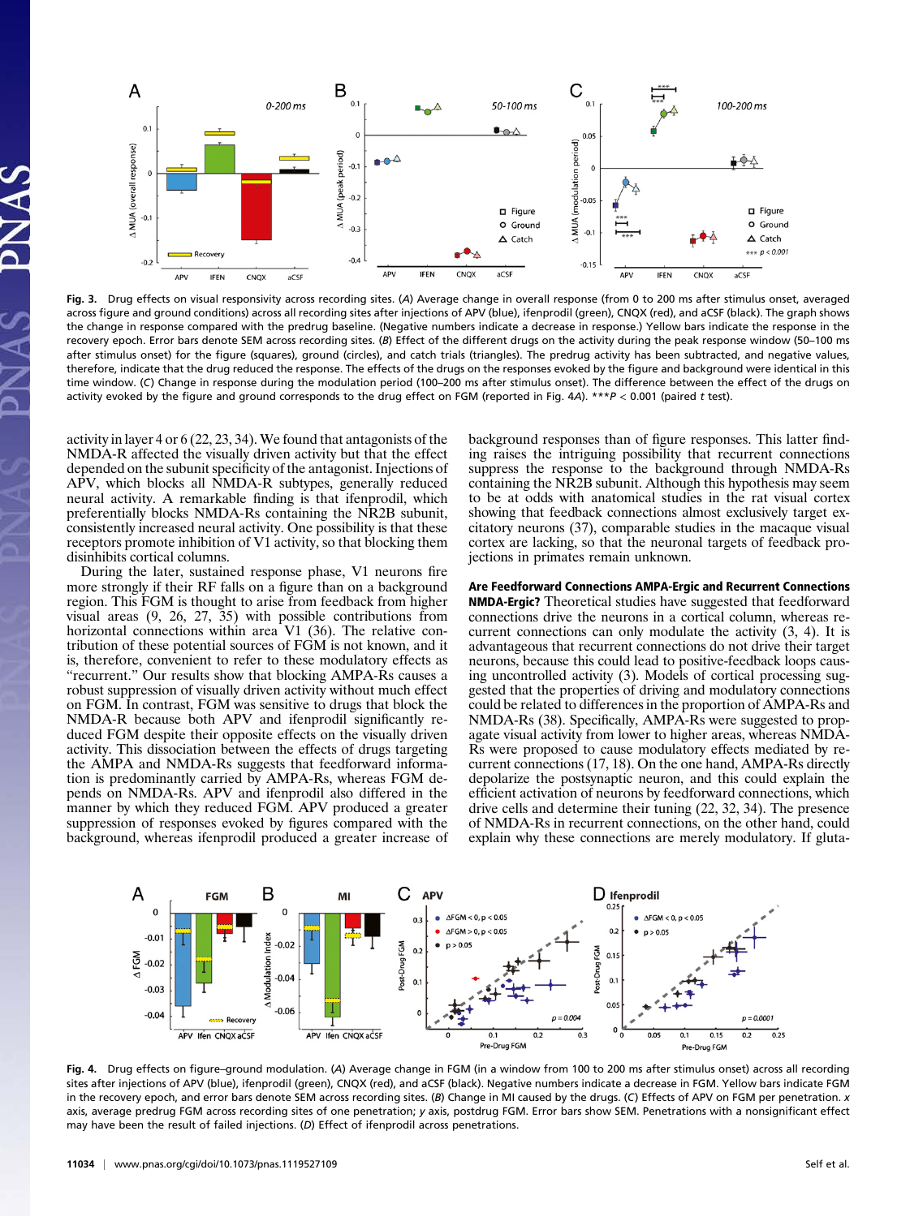**Fig. 3.** Drug effects on visual responsivity across recording sites. (*A*) Average change in overall response (from 0 to 200 ms after stimulus onset, averaged across figure and ground conditions) across all recording sites after injections of APV (blue), ifenprodil (green), CNQX (red), and aCSF (black). The graph shows the change in response compared with the predrug baseline. (Negative numbers indicate a decrease in response.) Yellow bars indicate the response in the recovery epoch. Error bars denote SEM across recording sites. (*B*) Effect of the different drugs on the activity during the peak response window (50–100 ms after stimulus onset) for the figure (squares), ground (circles), and catch trials (triangles). The predrug activity has been subtracted, and negative values, therefore, indicate that the drug reduced the response. The effects of the drugs on the responses evoked by the figure and background were identical in this time window. (*C*) Change in response during the modulation period (100–200 ms after stimulus onset). The difference between the effect of the drugs on activity evoked by the figure and ground corresponds to the drug effect on FGM (reported in Fig. 4*A*). ***$P < 0.001$ (paired $t$ test).

activity in layer 4 or 6 (22, 23, 34). We found that antagonists of the NMDA-R affected the visually driven activity but that the effect depended on the subunit specificity of the antagonist. Injections of APV, which blocks all NMDA-R subtypes, generally reduced neural activity. A remarkable finding is that ifenprodil, which preferentially blocks NMDA-Rs containing the NR2B subunit, consistently increased neural activity. One possibility is that these receptors promote inhibition of V1 activity, so that blocking them disinhibits cortical columns.

During the later, sustained response phase, V1 neurons fire more strongly if their RF falls on a figure than on a background region. This FGM is thought to arise from feedback from higher visual areas (9, 26, 27, 35) with possible contributions from horizontal connections within area V1 (36). The relative contribution of these potential sources of FGM is not known, and it is, therefore, convenient to refer to these modulatory effects as "recurrent." Our results show that blocking AMPA-Rs causes a robust suppression of visually driven activity without much effect on FGM. In contrast, FGM was sensitive to drugs that block the NMDA-R because both APV and ifenprodil significantly reduced FGM despite their opposite effects on the visually driven activity. This dissociation between the effects of drugs targeting the AMPA and NMDA-Rs suggests that feedforward information is predominantly carried by AMPA-Rs, whereas FGM depends on NMDA-Rs. APV and ifenprodil also differed in the manner by which they reduced FGM. APV produced a greater suppression of responses evoked by figures compared with the background, whereas ifenprodil produced a greater increase of background responses than of figure responses. This latter finding raises the intriguing possibility that recurrent connections suppress the response to the background through NMDA-Rs containing the NR2B subunit. Although this hypothesis may seem to be at odds with anatomical studies in the rat visual cortex showing that feedback connections almost exclusively target excitatory neurons (37), comparable studies in the macaque visual cortex are lacking, so that the neuronal targets of feedback projections in primates remain unknown.

**Are Feedforward Connections AMPA-Ergic and Recurrent Connections NMDA-Ergic?** Theoretical studies have suggested that feedforward connections drive the neurons in a cortical column, whereas recurrent connections can only modulate the activity (3, 4). It is advantageous that recurrent connections do not drive their target neurons, because this could lead to positive-feedback loops causing uncontrolled activity (3). Models of cortical processing suggested that the properties of driving and modulatory connections could be related to differences in the proportion of AMPA-Rs and NMDA-Rs (38). Specifically, AMPA-Rs were suggested to propagate visual activity from lower to higher areas, whereas NMDA-Rs were proposed to cause modulatory effects mediated by recurrent connections (17, 18). On the one hand, AMPA-Rs directly depolarize the postsynaptic neuron, and this could explain the efficient activation of neurons by feedforward connections, which drive cells and determine their tuning (22, 32, 34). The presence of NMDA-Rs in recurrent connections, on the other hand, could explain why these connections are merely modulatory. If gluta-

**Fig. 4.** Drug effects on figure–ground modulation. (*A*) Average change in FGM (in a window from 100 to 200 ms after stimulus onset) across all recording sites after injections of APV (blue), ifenprodil (green), CNQX (red), and aCSF (black). Negative numbers indicate a decrease in FGM. Yellow bars indicate FGM in the recovery epoch, and error bars denote SEM across recording sites. (*B*) Change in MI caused by the drugs. (*C*) Effects of APV on FGM per penetration. $x$ axis, average predrug FGM across recording sites of one penetration; $y$ axis, postdrug FGM. Error bars show SEM. Penetrations with a nonsignificant effect may have been the result of failed injections. (*D*) Effect of ifenprodil across penetrations.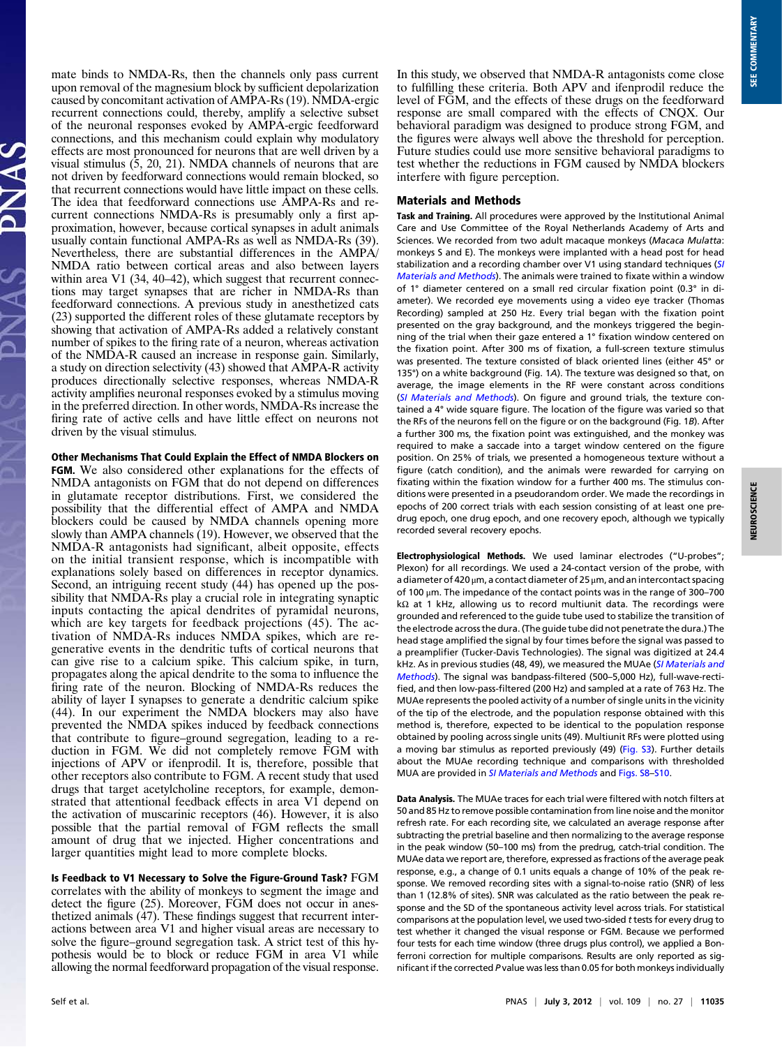mate binds to NMDA-Rs, then the channels only pass current upon removal of the magnesium block by sufficient depolarization caused by concomitant activation of AMPA-Rs (19). NMDA-ergic recurrent connections could, thereby, amplify a selective subset of the neuronal responses evoked by AMPA-ergic feedforward connections, and this mechanism could explain why modulatory effects are most pronounced for neurons that are well driven by a visual stimulus (5, 20, 21). NMDA channels of neurons that are not driven by feedforward connections would remain blocked, so that recurrent connections would have little impact on these cells. The idea that feedforward connections use AMPA-Rs and recurrent connections NMDA-Rs is presumably only a first approximation, however, because cortical synapses in adult animals usually contain functional AMPA-Rs as well as NMDA-Rs (39). Nevertheless, there are substantial differences in the AMPA/NMDA ratio between cortical areas and also between layers within area V1 (34, 40–42), which suggest that recurrent connections may target synapses that are richer in NMDA-Rs than feedforward connections. A previous study in anesthetized cats (23) supported the different roles of these glutamate receptors by showing that activation of AMPA-Rs added a relatively constant number of spikes to the firing rate of a neuron, whereas activation of the NMDA-R caused an increase in response gain. Similarly, a study on direction selectivity (43) showed that AMPA-R activity produces directionally selective responses, whereas NMDA-R activity amplifies neuronal responses evoked by a stimulus moving in the preferred direction. In other words, NMDA-Rs increase the firing rate of active cells and have little effect on neurons not driven by the visual stimulus.

**Other Mechanisms That Could Explain the Effect of NMDA Blockers on FGM.** We also considered other explanations for the effects of NMDA antagonists on FGM that do not depend on differences in glutamate receptor distributions. First, we considered the possibility that the differential effect of AMPA and NMDA blockers could be caused by NMDA channels opening more slowly than AMPA channels (19). However, we observed that the NMDA-R antagonists had significant, albeit opposite, effects on the initial transient response, which is incompatible with explanations solely based on differences in receptor dynamics. Second, an intriguing recent study (44) has opened up the possibility that NMDA-Rs play a crucial role in integrating synaptic inputs contacting the apical dendrites of pyramidal neurons, which are key targets for feedback projections (45). The activation of NMDA-Rs induces NMDA spikes, which are regenerative events in the dendritic tufts of cortical neurons that can give rise to a calcium spike. This calcium spike, in turn, propagates along the apical dendrite to the soma to influence the firing rate of the neuron. Blocking of NMDA-Rs reduces the ability of layer I synapses to generate a dendritic calcium spike (44). In our experiment the NMDA blockers may also have prevented the NMDA spikes induced by feedback connections that contribute to figure–ground segregation, leading to a reduction in FGM. We did not completely remove FGM with injections of APV or ifenprodil. It is, therefore, possible that other receptors also contribute to FGM. A recent study that used drugs that target acetylcholine receptors, for example, demonstrated that attentional feedback effects in area V1 depend on the activation of muscarinic receptors (46). However, it is also possible that the partial removal of FGM reflects the small amount of drug that we injected. Higher concentrations and larger quantities might lead to more complete blocks.

**Is Feedback to V1 Necessary to Solve the Figure-Ground Task?** FGM correlates with the ability of monkeys to segment the image and detect the figure (25). Moreover, FGM does not occur in anesthetized animals (47). These findings suggest that recurrent interactions between area V1 and higher visual areas are necessary to solve the figure-ground segregation task. A strict test of this hypothesis would be to block or reduce FGM in area V1 while allowing the normal feedforward propagation of the visual response. In this study, we observed that NMDA-R antagonists come close to fulfilling these criteria. Both APV and ifenprodil reduce the level of FGM, and the effects of these drugs on the feedforward response are small compared with the effects of CNQX. Our behavioral paradigm was designed to produce strong FGM, and the figures were always well above the threshold for perception. Future studies could use more sensitive behavioral paradigms to test whether the reductions in FGM caused by NMDA blockers interfere with figure perception.

## Materials and Methods

**Task and Training.** All procedures were approved by the Institutional Animal Care and Use Committee of the Royal Netherlands Academy of Arts and Sciences. We recorded from two adult macaque monkeys (*Macaca Mulatta*: monkeys S and E). The monkeys were implanted with a head post for head stabilization and a recording chamber over V1 using standard techniques (*SI Materials and Methods*). The animals were trained to fixate within a window of 1° diameter centered on a small red circular fixation point (0.3° in diameter). We recorded eye movements using a video eye tracker (Thomas Recording) sampled at 250 Hz. Every trial began with the fixation point presented on the gray background, and the monkeys triggered the beginning of the trial when their gaze entered a 1° fixation window centered on the fixation point. After 300 ms of fixation, a full-screen texture stimulus was presented. The texture consisted of black oriented lines (either 45° or 135°) on a white background (Fig. 1A). The texture was designed so that, on average, the image elements in the RF were constant across conditions (*SI Materials and Methods*). On figure and ground trials, the texture contained a 4° wide square figure. The location of the figure was varied so that the RFs of the neurons fell on the figure or on the background (Fig. 1B). After a further 300 ms, the fixation point was extinguished, and the monkey was required to make a saccade into a target window centered on the figure position. On 25% of trials, we presented a homogeneous texture without a figure (catch condition), and the animals were rewarded for carrying on fixating within the fixation window for a further 400 ms. The stimulus conditions were presented in a pseudorandom order. We made the recordings in epochs of 200 correct trials with each session consisting of at least one predrug epoch, one drug epoch, and one recovery epoch, although we typically recorded several recovery epochs.

**Electrophysiological Methods.** We used laminar electrodes ("U-probes"; Plexon) for all recordings. We used a 24-contact version of the probe, with a diameter of 420 μm, a contact diameter of 25 μm, and an intercontact spacing of 100 μm. The impedance of the contact points was in the range of 300–700 kΩ at 1 kHz, allowing us to record multiunit data. The recordings were grounded and referenced to the guide tube used to stabilize the transition of the electrode across the dura. (The guide tube did not penetrate the dura.) The head stage amplified the signal by four times before the signal was passed to a preamplifier (Tucker-Davis Technologies). The signal was digitized at 24.4 kHz. As in previous studies (48, 49), we measured the MUAe (*SI Materials and Methods*). The signal was bandpass-filtered (500–5,000 Hz), full-wave-rectified, and then low-pass-filtered (200 Hz) and sampled at a rate of 763 Hz. The MUAe represents the pooled activity of a number of single units in the vicinity of the tip of the electrode, and the population response obtained with this method is, therefore, expected to be identical to the population response obtained by pooling across single units (49). Multiunit RFs were plotted using a moving bar stimulus as reported previously (49) (Fig. S3). Further details about the MUAe recording technique and comparisons with thresholded MUA are provided in *SI Materials and Methods* and Figs. S8–S10.

**Data Analysis.** The MUAe traces for each trial were filtered with notch filters at 50 and 85 Hz to remove possible contamination from line noise and the monitor refresh rate. For each recording site, we calculated an average response after subtracting the pretrial baseline and then normalizing to the average response in the peak window (50–100 ms) from the predrug, catch-trial condition. The MUAe data we report are, therefore, expressed as fractions of the average peak response, e.g., a change of 0.1 units equals a change of 10% of the peak response. We removed recording sites with a signal-to-noise ratio (SNR) of less than 1 (12.8% of sites). SNR was calculated as the ratio between the peak response and the SD of the spontaneous activity level across trials. For statistical comparisons at the population level, we used two-sided $t$ tests for every drug to test whether it changed the visual response or FGM. Because we performed four tests for each time window (three drugs plus control), we applied a Bonferroni correction for multiple comparisons. Results are only reported as significant if the corrected $P$ value was less than 0.05 for both monkeys individually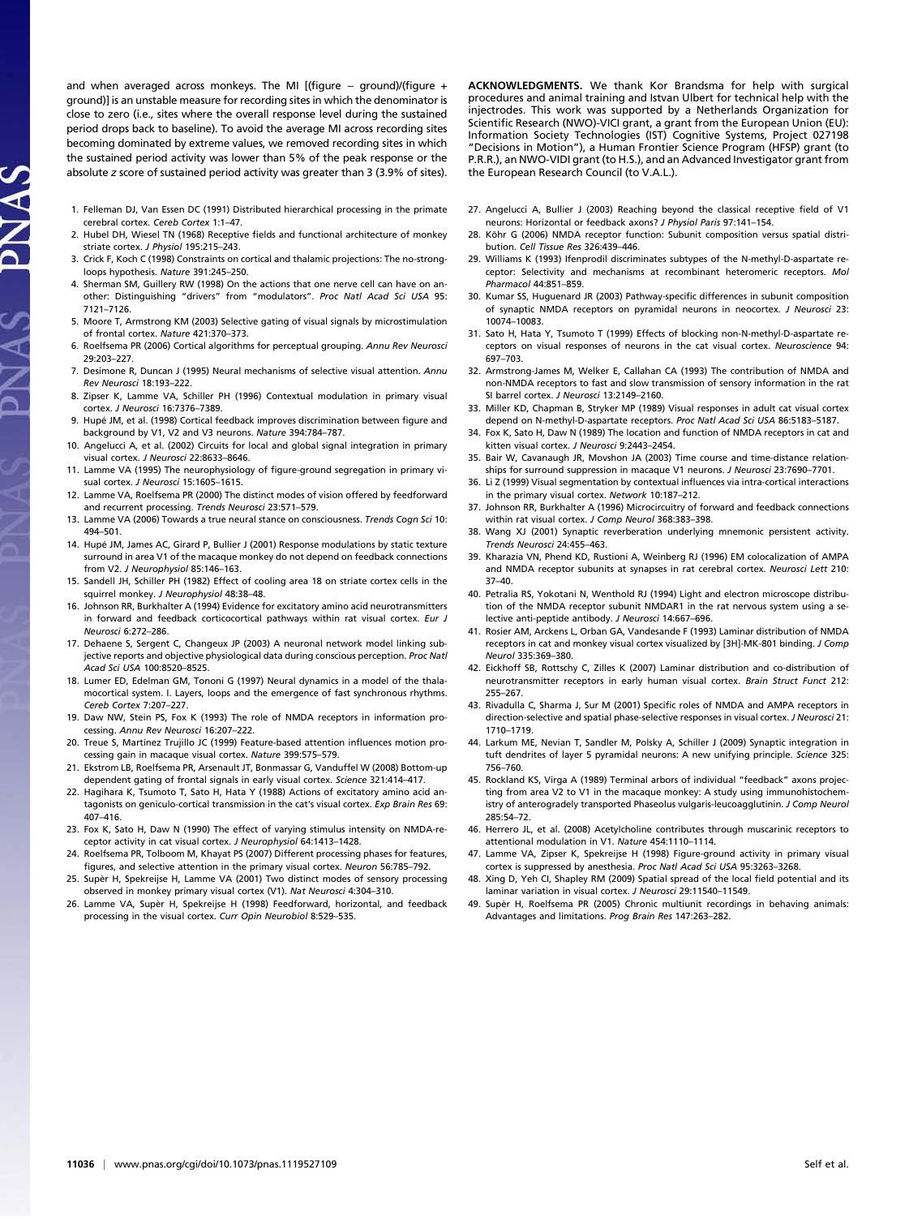and when averaged across monkeys. The MI [(figure − ground)/(figure + ground)] is an unstable measure for recording sites in which the denominator is close to zero (i.e., sites where the overall response level during the sustained period drops back to baseline). To avoid the average MI across recording sites becoming dominated by extreme values, we removed recording sites in which the sustained period activity was lower than 5% of the peak response or the absolute *z* score of sustained period activity was greater than 3 (3.9% of sites).

**ACKNOWLEDGMENTS.** We thank Kor Brandsma for help with surgical procedures and animal training and Istvan Ulbert for technical help with the injectrodes. This work was supported by a Netherlands Organization for Scientific Research (NWO)-VICI grant, a grant from the European Union (EU): Information Society Technologies (IST) Cognitive Systems, Project 027198 "Decisions in Motion"), a Human Frontier Science Program (HFSP) grant (to P.R.R.), an NWO-VIDI grant (to H.S.), and an Advanced Investigator grant from the European Research Council (to V.A.L.).

1. Felleman DJ, Van Essen DC (1991) Distributed hierarchical processing in the primate cerebral cortex. *Cereb Cortex* 1:1–47.
2. Hubel DH, Wiesel TN (1968) Receptive fields and functional architecture of monkey striate cortex. *J Physiol* 195:215–243.
3. Crick F, Koch C (1998) Constraints on cortical and thalamic projections: The no-strong-loops hypothesis. *Nature* 391:245–250.
4. Sherman SM, Guillery RW (1998) On the actions that one nerve cell can have on another: Distinguishing "drivers" from "modulators". *Proc Natl Acad Sci USA* 95: 7121–7126.
5. Moore T, Armstrong KM (2003) Selective gating of visual signals by microstimulation of frontal cortex. *Nature* 421:370–373.
6. Roelfsema PR (2006) Cortical algorithms for perceptual grouping. *Annu Rev Neurosci* 29:203–227.
7. Desimone R, Duncan J (1995) Neural mechanisms of selective visual attention. *Annu Rev Neurosci* 18:193–222.
8. Zipser K, Lamme VA, Schiller PH (1996) Contextual modulation in primary visual cortex. *J Neurosci* 16:7376–7389.
9. Hupé JM, et al. (1998) Cortical feedback improves discrimination between figure and background by V1, V2 and V3 neurons. *Nature* 394:784–787.
10. Angelucci A, et al. (2002) Circuits for local and global signal integration in primary visual cortex. *J Neurosci* 22:8633–8646.
11. Lamme VA (1995) The neurophysiology of figure-ground segregation in primary visual cortex. *J Neurosci* 15:1605–1615.
12. Lamme VA, Roelfsema PR (2000) The distinct modes of vision offered by feedforward and recurrent processing. *Trends Neurosci* 23:571–579.
13. Lamme VA (2006) Towards a true neural stance on consciousness. *Trends Cogn Sci* 10: 494–501.
14. Hupé JM, James AC, Girard P, Bullier J (2001) Response modulations by static texture surround in area V1 of the macaque monkey do not depend on feedback connections from V2. *J Neurophysiol* 85:146–163.
15. Sandell JH, Schiller PH (1982) Effect of cooling area 18 on striate cortex cells in the squirrel monkey. *J Neurophysiol* 48:38–48.
16. Johnson RR, Burkhalter A (1994) Evidence for excitatory amino acid neurotransmitters in forward and feedback corticocortical pathways within rat visual cortex. *Eur J Neurosci* 6:272–286.
17. Dehaene S, Sergent C, Changeux JP (2003) A neuronal network model linking subjective reports and objective physiological data during conscious perception. *Proc Natl Acad Sci USA* 100:8520–8525.
18. Lumer ED, Edelman GM, Tononi G (1997) Neural dynamics in a model of the thalamocortical system. I. Layers, loops and the emergence of fast synchronous rhythms. *Cereb Cortex* 7:207–227.
19. Daw NW, Stein PS, Fox K (1993) The role of NMDA receptors in information processing. *Annu Rev Neurosci* 16:207–222.
20. Treue S, Martínez Trujillo JC (1999) Feature-based attention influences motion processing gain in macaque visual cortex. *Nature* 399:575–579.
21. Ekstrom LB, Roelfsema PR, Arsenault JT, Bonmassar G, Vanduffel W (2008) Bottom-up dependent gating of frontal signals in early visual cortex. *Science* 321:414–417.
22. Hagihara K, Tsumoto T, Sato H, Hata Y (1988) Actions of excitatory amino acid antagonists on geniculo-cortical transmission in the cat's visual cortex. *Exp Brain Res* 69: 407–416.
23. Fox K, Sato H, Daw N (1990) The effect of varying stimulus intensity on NMDA-receptor activity in cat visual cortex. *J Neurophysiol* 64:1413–1428.
24. Roelfsema PR, Tolboom M, Khayat PS (2007) Different processing phases for features, figures, and selective attention in the primary visual cortex. *Neuron* 56:785–792.
25. Supèr H, Spekreijse H, Lamme VA (2001) Two distinct modes of sensory processing observed in monkey primary visual cortex (V1). *Nat Neurosci* 4:304–310.
26. Lamme VA, Supèr H, Spekreijse H (1998) Feedforward, horizontal, and feedback processing in the visual cortex. *Curr Opin Neurobiol* 8:529–535.
27. Angelucci A, Bullier J (2003) Reaching beyond the classical receptive field of V1 neurons: Horizontal or feedback axons? *J Physiol Paris* 97:141–154.
28. Köhr G (2006) NMDA receptor function: Subunit composition versus spatial distribution. *Cell Tissue Res* 326:439–446.
29. Williams K (1993) Ifenprodil discriminates subtypes of the N-methyl-D-aspartate receptor: Selectivity and mechanisms at recombinant heteromeric receptors. *Mol Pharmacol* 44:851–859.
30. Kumar SS, Huguenard JR (2003) Pathway-specific differences in subunit composition of synaptic NMDA receptors on pyramidal neurons in neocortex. *J Neurosci* 23: 10074–10083.
31. Sato H, Hata Y, Tsumoto T (1999) Effects of blocking non-N-methyl-D-aspartate receptors on visual responses of neurons in the cat visual cortex. *Neuroscience* 94: 697–703.
32. Armstrong-James M, Welker E, Callahan CA (1993) The contribution of NMDA and non-NMDA receptors to fast and slow transmission of sensory information in the rat SI barrel cortex. *J Neurosci* 13:2149–2160.
33. Miller KD, Chapman B, Stryker MP (1989) Visual responses in adult cat visual cortex depend on N-methyl-D-aspartate receptors. *Proc Natl Acad Sci USA* 86:5183–5187.
34. Fox K, Sato H, Daw N (1989) The location and function of NMDA receptors in cat and kitten visual cortex. *J Neurosci* 9:2443–2454.
35. Bair W, Cavanaugh JR, Movshon JA (2003) Time course and time-distance relationships for surround suppression in macaque V1 neurons. *J Neurosci* 23:7690–7701.
36. Li Z (1999) Visual segmentation by contextual influences via intra-cortical interactions in the primary visual cortex. *Network* 10:187–212.
37. Johnson RR, Burkhalter A (1996) Microcircuitry of forward and feedback connections within rat visual cortex. *J Comp Neurol* 368:383–398.
38. Wang XJ (2001) Synaptic reverberation underlying mnemonic persistent activity. *Trends Neurosci* 24:455–463.
39. Kharazia VN, Phend KD, Rustioni A, Weinberg RJ (1996) EM colocalization of AMPA and NMDA receptor subunits at synapses in rat cerebral cortex. *Neurosci Lett* 210: 37–40.
40. Petralia RS, Yokotani N, Wenthold RJ (1994) Light and electron microscope distribution of the NMDA receptor subunit NMDAR1 in the rat nervous system using a selective anti-peptide antibody. *J Neurosci* 14:667–696.
41. Rosier AM, Arckens L, Orban GA, Vandesande F (1993) Laminar distribution of NMDA receptors in cat and monkey visual cortex visualized by [3H]-MK-801 binding. *J Comp Neurol* 335:369–380.
42. Eickhoff SB, Rottschy C, Zilles K (2007) Laminar distribution and co-distribution of neurotransmitter receptors in early human visual cortex. *Brain Struct Funct* 212: 255–267.
43. Rivadulla C, Sharma J, Sur M (2001) Specific roles of NMDA and AMPA receptors in direction-selective and spatial phase-selective responses in visual cortex. *J Neurosci* 21: 1710–1719.
44. Larkum ME, Nevian T, Sandler M, Polsky A, Schiller J (2009) Synaptic integration in tuft dendrites of layer 5 pyramidal neurons: A new unifying principle. *Science* 325: 756–760.
45. Rockland KS, Virga A (1989) Terminal arbors of individual "feedback" axons projecting from area V2 to V1 in the macaque monkey: A study using immunohistochemistry of anterogradely transported Phaseolus vulgaris-leucoagglutinin. *J Comp Neurol* 285:54–72.
46. Herrero JL, et al. (2008) Acetylcholine contributes through muscarinic receptors to attentional modulation in V1. *Nature* 454:1110–1114.
47. Lamme VA, Zipser K, Spekreijse H (1998) Figure-ground activity in primary visual cortex is suppressed by anesthesia. *Proc Natl Acad Sci USA* 95:3263–3268.
48. Xing D, Yeh CI, Shapley RM (2009) Spatial spread of the local field potential and its laminar variation in visual cortex. *J Neurosci* 29:11540–11549.
49. Supèr H, Roelfsema PR (2005) Chronic multiunit recordings in behaving animals: Advantages and limitations. *Prog Brain Res* 147:263–282.